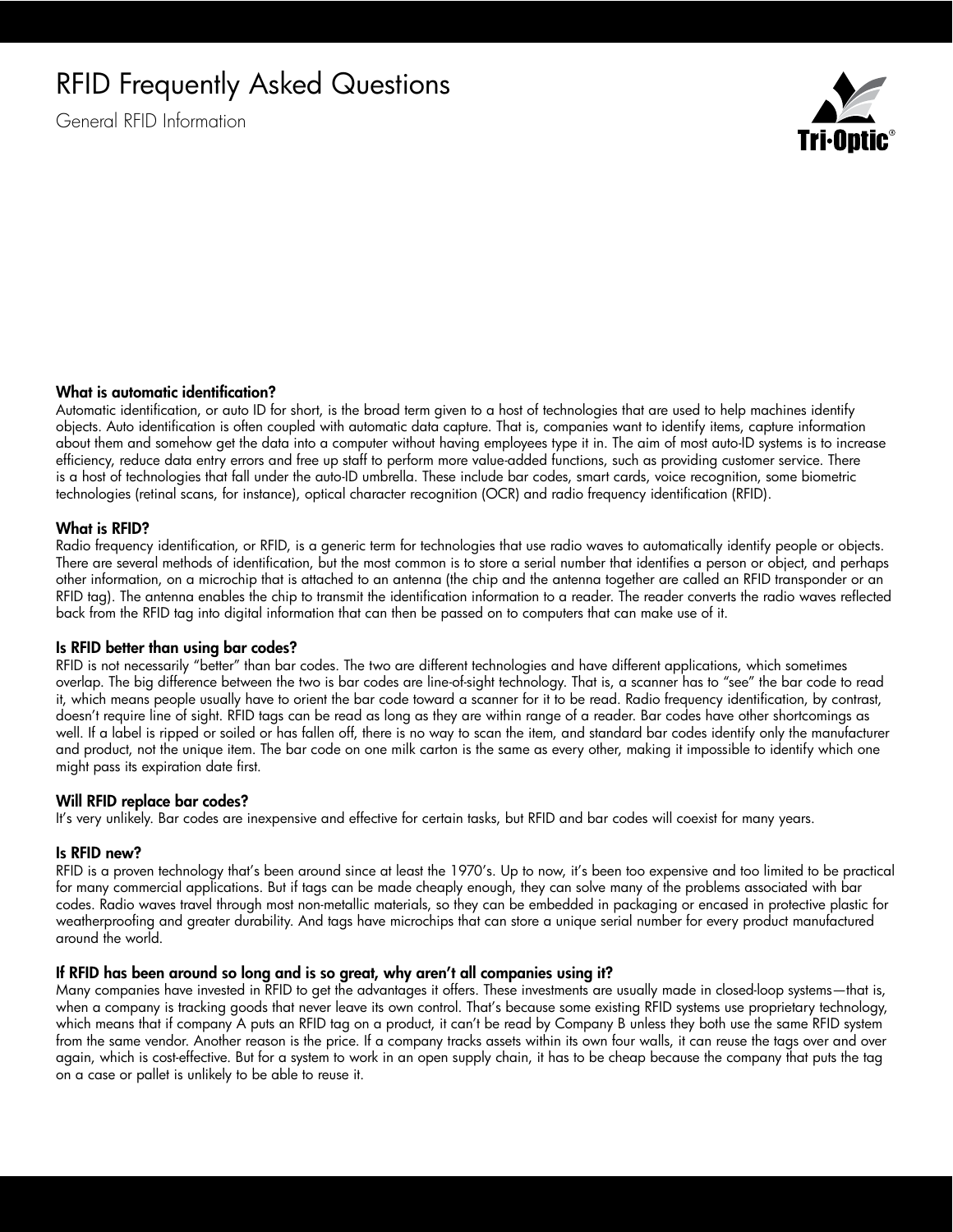# RFID Frequently Asked Questions

General RFID Information

### What is automatic identification?

Automatic identification, or auto ID for short, is the broad term given to a host of technologies that are used to help machines identify objects. Auto identification is often coupled with automatic data capture. That is, companies want to identify items, capture information about them and somehow get the data into a computer without having employees type it in. The aim of most auto-ID systems is to increase efficiency, reduce data entry errors and free up staff to perform more value-added functions, such as providing customer service. There is a host of technologies that fall under the auto-ID umbrella. These include bar codes, smart cards, voice recognition, some biometric technologies (retinal scans, for instance), optical character recognition (OCR) and radio frequency identification (RFID).

### What is RFID?

Radio frequency identification, or RFID, is a generic term for technologies that use radio waves to automatically identify people or objects. There are several methods of identification, but the most common is to store a serial number that identifies a person or object, and perhaps other information, on a microchip that is attached to an antenna (the chip and the antenna together are called an RFID transponder or an RFID tag). The antenna enables the chip to transmit the identification information to a reader. The reader converts the radio waves reflected back from the RFID tag into digital information that can then be passed on to computers that can make use of it.

### Is RFID better than using bar codes?

RFID is not necessarily "better" than bar codes. The two are different technologies and have different applications, which sometimes overlap. The big difference between the two is bar codes are line-of-sight technology. That is, a scanner has to "see" the bar code to read it, which means people usually have to orient the bar code toward a scanner for it to be read. Radio frequency identification, by contrast, doesn't require line of sight. RFID tags can be read as long as they are within range of a reader. Bar codes have other shortcomings as well. If a label is ripped or soiled or has fallen off, there is no way to scan the item, and standard bar codes identify only the manufacturer and product, not the unique item. The bar code on one milk carton is the same as every other, making it impossible to identify which one might pass its expiration date first.

### Will RFID replace bar codes?

It's very unlikely. Bar codes are inexpensive and effective for certain tasks, but RFID and bar codes will coexist for many years.

### Is RFID new?

RFID is a proven technology that's been around since at least the 1970's. Up to now, it's been too expensive and too limited to be practical for many commercial applications. But if tags can be made cheaply enough, they can solve many of the problems associated with bar codes. Radio waves travel through most non-metallic materials, so they can be embedded in packaging or encased in protective plastic for weatherproofing and greater durability. And tags have microchips that can store a unique serial number for every product manufactured around the world.

### If RFID has been around so long and is so great, why aren't all companies using it?

Many companies have invested in RFID to get the advantages it offers. These investments are usually made in closed-loop systems—that is, when a company is tracking goods that never leave its own control. That's because some existing RFID systems use proprietary technology, which means that if company A puts an RFID tag on a product, it can't be read by Company B unless they both use the same RFID system from the same vendor. Another reason is the price. If a company tracks assets within its own four walls, it can reuse the tags over and over again, which is cost-effective. But for a system to work in an open supply chain, it has to be cheap because the company that puts the tag on a case or pallet is unlikely to be able to reuse it.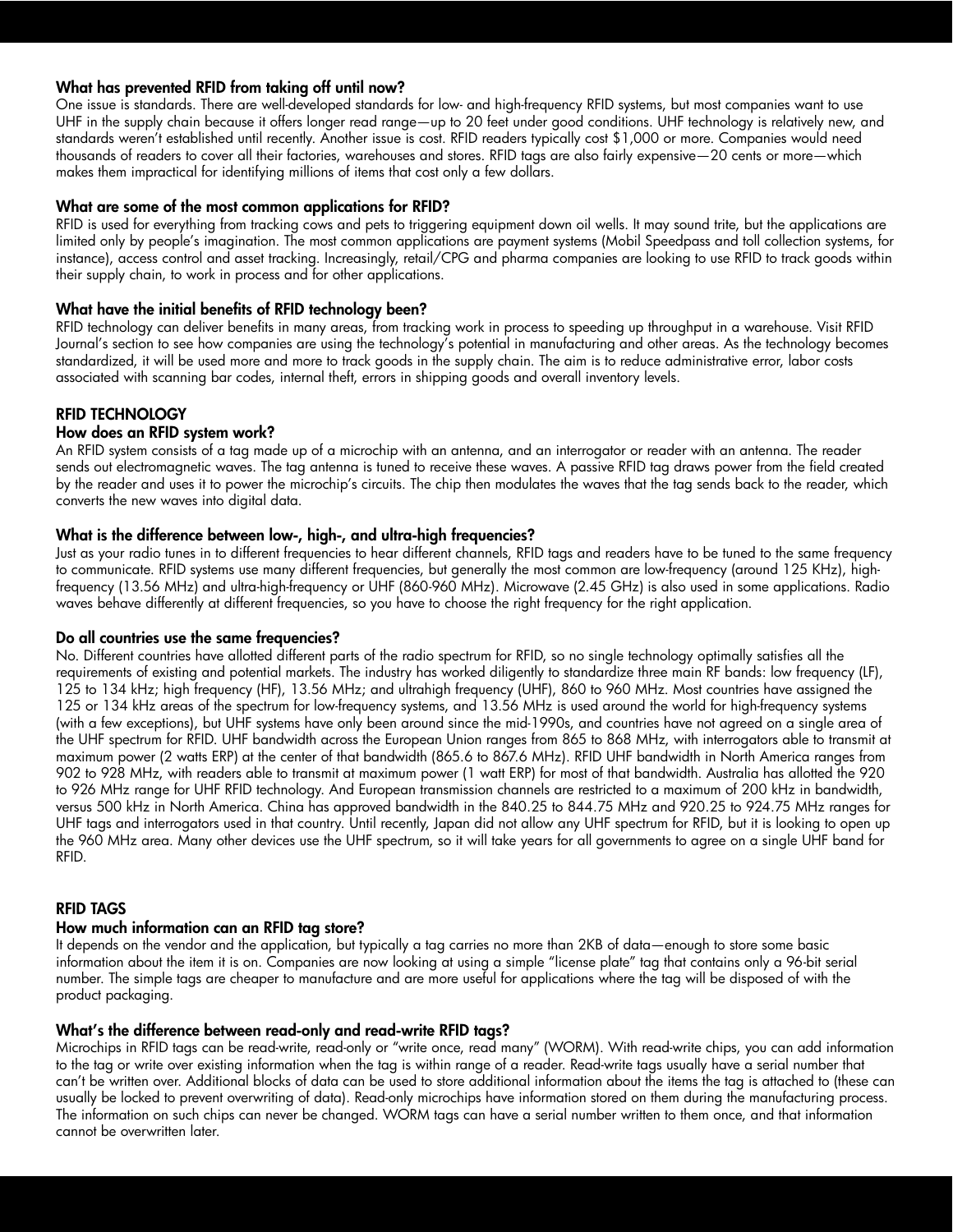### What has prevented RFID from taking off until now?

One issue is standards. There are well-developed standards for low- and high-frequency RFID systems, but most companies want to use UHF in the supply chain because it offers longer read range—up to 20 feet under good conditions. UHF technology is relatively new, and standards weren't established until recently. Another issue is cost. RFID readers typically cost $1,000 or more. Companies would need thousands of readers to cover all their factories, warehouses and stores. RFID tags are also fairly expensive—20 cents or more—which makes them impractical for identifying millions of items that cost only a few dollars.

### What are some of the most common applications for RFID?

RFID is used for everything from tracking cows and pets to triggering equipment down oil wells. It may sound trite, but the applications are limited only by people's imagination. The most common applications are payment systems (Mobil Speedpass and toll collection systems, for instance), access control and asset tracking. Increasingly, retail/CPG and pharma companies are looking to use RFID to track goods within their supply chain, to work in process and for other applications.

### What have the initial benefits of RFID technology been?

RFID technology can deliver benefits in many areas, from tracking work in process to speeding up throughput in a warehouse. Visit RFID Journal's section to see how companies are using the technology's potential in manufacturing and other areas. As the technology becomes standardized, it will be used more and more to track goods in the supply chain. The aim is to reduce administrative error, labor costs associated with scanning bar codes, internal theft, errors in shipping goods and overall inventory levels.

## RFID TECHNOLOGY

### How does an RFID system work?

An RFID system consists of a tag made up of a microchip with an antenna, and an interrogator or reader with an antenna. The reader sends out electromagnetic waves. The tag antenna is tuned to receive these waves. A passive RFID tag draws power from the field created by the reader and uses it to power the microchip's circuits. The chip then modulates the waves that the tag sends back to the reader, which converts the new waves into digital data.

### What is the difference between low-, high-, and ultra-high frequencies?

Just as your radio tunes in to different frequencies to hear different channels, RFID tags and readers have to be tuned to the same frequency to communicate. RFID systems use many different frequencies, but generally the most common are low-frequency (around 125 KHz), high-frequency (13.56 MHz) and ultra-high-frequency or UHF (860-960 MHz). Microwave (2.45 GHz) is also used in some applications. Radio waves behave differently at different frequencies, so you have to choose the right frequency for the right application.

### Do all countries use the same frequencies?

No. Different countries have allotted different parts of the radio spectrum for RFID, so no single technology optimally satisfies all the requirements of existing and potential markets. The industry has worked diligently to standardize three main RF bands: low frequency (LF), 125 to 134 kHz; high frequency (HF), 13.56 MHz; and ultrahigh frequency (UHF), 860 to 960 MHz. Most countries have assigned the 125 or 134 kHz areas of the spectrum for low-frequency systems, and 13.56 MHz is used around the world for high-frequency systems (with a few exceptions), but UHF systems have only been around since the mid-1990s, and countries have not agreed on a single area of the UHF spectrum for RFID. UHF bandwidth across the European Union ranges from 865 to 868 MHz, with interrogators able to transmit at maximum power (2 watts ERP) at the center of that bandwidth (865.6 to 867.6 MHz). RFID UHF bandwidth in North America ranges from 902 to 928 MHz, with readers able to transmit at maximum power (1 watt ERP) for most of that bandwidth. Australia has allotted the 920 to 926 MHz range for UHF RFID technology. And European transmission channels are restricted to a maximum of 200 kHz in bandwidth, versus 500 kHz in North America. China has approved bandwidth in the 840.25 to 844.75 MHz and 920.25 to 924.75 MHz ranges for UHF tags and interrogators used in that country. Until recently, Japan did not allow any UHF spectrum for RFID, but it is looking to open up the 960 MHz area. Many other devices use the UHF spectrum, so it will take years for all governments to agree on a single UHF band for RFID.

## RFID TAGS

### How much information can an RFID tag store?

It depends on the vendor and the application, but typically a tag carries no more than 2KB of data—enough to store some basic information about the item it is on. Companies are now looking at using a simple "license plate" tag that contains only a 96-bit serial number. The simple tags are cheaper to manufacture and are more useful for applications where the tag will be disposed of with the product packaging.

### What's the difference between read-only and read-write RFID tags?

Microchips in RFID tags can be read-write, read-only or "write once, read many" (WORM). With read-write chips, you can add information to the tag or write over existing information when the tag is within range of a reader. Read-write tags usually have a serial number that can't be written over. Additional blocks of data can be used to store additional information about the items the tag is attached to (these can usually be locked to prevent overwriting of data). Read-only microchips have information stored on them during the manufacturing process. The information on such chips can never be changed. WORM tags can have a serial number written to them once, and that information cannot be overwritten later.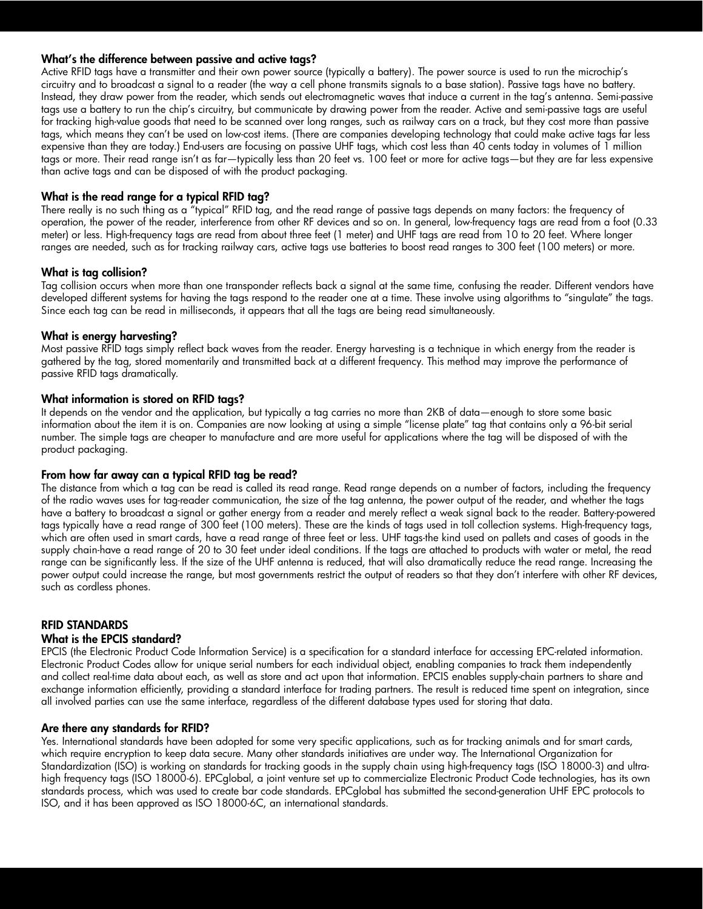### What's the difference between passive and active tags?

Active RFID tags have a transmitter and their own power source (typically a battery). The power source is used to run the microchip's circuitry and to broadcast a signal to a reader (the way a cell phone transmits signals to a base station). Passive tags have no battery. Instead, they draw power from the reader, which sends out electromagnetic waves that induce a current in the tag's antenna. Semi-passive tags use a battery to run the chip's circuitry, but communicate by drawing power from the reader. Active and semi-passive tags are useful for tracking high-value goods that need to be scanned over long ranges, such as railway cars on a track, but they cost more than passive tags, which means they can't be used on low-cost items. (There are companies developing technology that could make active tags far less expensive than they are today.) End-users are focusing on passive UHF tags, which cost less than 40 cents today in volumes of 1 million tags or more. Their read range isn't as far—typically less than 20 feet vs. 100 feet or more for active tags—but they are far less expensive than active tags and can be disposed of with the product packaging.

### What is the read range for a typical RFID tag?

There really is no such thing as a "typical" RFID tag, and the read range of passive tags depends on many factors: the frequency of operation, the power of the reader, interference from other RF devices and so on. In general, low-frequency tags are read from a foot (0.33 meter) or less. High-frequency tags are read from about three feet (1 meter) and UHF tags are read from 10 to 20 feet. Where longer ranges are needed, such as for tracking railway cars, active tags use batteries to boost read ranges to 300 feet (100 meters) or more.

### What is tag collision?

Tag collision occurs when more than one transponder reflects back a signal at the same time, confusing the reader. Different vendors have developed different systems for having the tags respond to the reader one at a time. These involve using algorithms to "singulate" the tags. Since each tag can be read in milliseconds, it appears that all the tags are being read simultaneously.

### What is energy harvesting?

Most passive RFID tags simply reflect back waves from the reader. Energy harvesting is a technique in which energy from the reader is gathered by the tag, stored momentarily and transmitted back at a different frequency. This method may improve the performance of passive RFID tags dramatically.

### What information is stored on RFID tags?

It depends on the vendor and the application, but typically a tag carries no more than 2KB of data—enough to store some basic information about the item it is on. Companies are now looking at using a simple "license plate" tag that contains only a 96-bit serial number. The simple tags are cheaper to manufacture and are more useful for applications where the tag will be disposed of with the product packaging.

### From how far away can a typical RFID tag be read?

The distance from which a tag can be read is called its read range. Read range depends on a number of factors, including the frequency of the radio waves uses for tag-reader communication, the size of the tag antenna, the power output of the reader, and whether the tags have a battery to broadcast a signal or gather energy from a reader and merely reflect a weak signal back to the reader. Battery-powered tags typically have a read range of 300 feet (100 meters). These are the kinds of tags used in toll collection systems. High-frequency tags, which are often used in smart cards, have a read range of three feet or less. UHF tags-the kind used on pallets and cases of goods in the supply chain-have a read range of 20 to 30 feet under ideal conditions. If the tags are attached to products with water or metal, the read range can be significantly less. If the size of the UHF antenna is reduced, that will also dramatically reduce the read range. Increasing the power output could increase the range, but most governments restrict the output of readers so that they don't interfere with other RF devices, such as cordless phones.

## RFID STANDARDS

### What is the EPCIS standard?

EPCIS (the Electronic Product Code Information Service) is a specification for a standard interface for accessing EPC-related information. Electronic Product Codes allow for unique serial numbers for each individual object, enabling companies to track them independently and collect real-time data about each, as well as store and act upon that information. EPCIS enables supply-chain partners to share and exchange information efficiently, providing a standard interface for trading partners. The result is reduced time spent on integration, since all involved parties can use the same interface, regardless of the different database types used for storing that data.

### Are there any standards for RFID?

Yes. International standards have been adopted for some very specific applications, such as for tracking animals and for smart cards, which require encryption to keep data secure. Many other standards initiatives are under way. The International Organization for Standardization (ISO) is working on standards for tracking goods in the supply chain using high-frequency tags (ISO 18000-3) and ultra-high frequency tags (ISO 18000-6). EPCglobal, a joint venture set up to commercialize Electronic Product Code technologies, has its own standards process, which was used to create bar code standards. EPCglobal has submitted the second-generation UHF EPC protocols to ISO, and it has been approved as ISO 18000-6C, an international standards.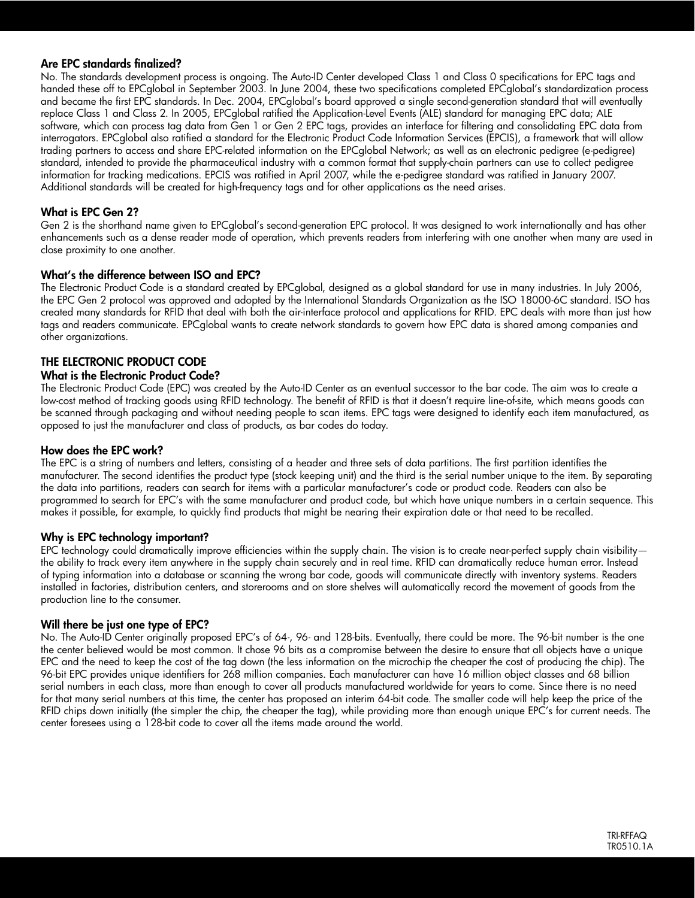### Are EPC standards finalized?

No. The standards development process is ongoing. The Auto-ID Center developed Class 1 and Class 0 specifications for EPC tags and handed these off to EPCglobal in September 2003. In June 2004, these two specifications completed EPCglobal's standardization process and became the first EPC standards. In Dec. 2004, EPCglobal's board approved a single second-generation standard that will eventually replace Class 1 and Class 2. In 2005, EPCglobal ratified the Application-Level Events (ALE) standard for managing EPC data; ALE software, which can process tag data from Gen 1 or Gen 2 EPC tags, provides an interface for filtering and consolidating EPC data from interrogators. EPCglobal also ratified a standard for the Electronic Product Code Information Services (EPCIS), a framework that will allow trading partners to access and share EPC-related information on the EPCglobal Network; as well as an electronic pedigree (e-pedigree) standard, intended to provide the pharmaceutical industry with a common format that supply-chain partners can use to collect pedigree information for tracking medications. EPCIS was ratified in April 2007, while the e-pedigree standard was ratified in January 2007. Additional standards will be created for high-frequency tags and for other applications as the need arises.

### What is EPC Gen 2?

Gen 2 is the shorthand name given to EPCglobal's second-generation EPC protocol. It was designed to work internationally and has other enhancements such as a dense reader mode of operation, which prevents readers from interfering with one another when many are used in close proximity to one another.

### What's the difference between ISO and EPC?

The Electronic Product Code is a standard created by EPCglobal, designed as a global standard for use in many industries. In July 2006, the EPC Gen 2 protocol was approved and adopted by the International Standards Organization as the ISO 18000-6C standard. ISO has created many standards for RFID that deal with both the air-interface protocol and applications for RFID. EPC deals with more than just how tags and readers communicate. EPCglobal wants to create network standards to govern how EPC data is shared among companies and other organizations.

## THE ELECTRONIC PRODUCT CODE

### What is the Electronic Product Code?

The Electronic Product Code (EPC) was created by the Auto-ID Center as an eventual successor to the bar code. The aim was to create a low-cost method of tracking goods using RFID technology. The benefit of RFID is that it doesn't require line-of-site, which means goods can be scanned through packaging and without needing people to scan items. EPC tags were designed to identify each item manufactured, as opposed to just the manufacturer and class of products, as bar codes do today.

### How does the EPC work?

The EPC is a string of numbers and letters, consisting of a header and three sets of data partitions. The first partition identifies the manufacturer. The second identifies the product type (stock keeping unit) and the third is the serial number unique to the item. By separating the data into partitions, readers can search for items with a particular manufacturer's code or product code. Readers can also be programmed to search for EPC's with the same manufacturer and product code, but which have unique numbers in a certain sequence. This makes it possible, for example, to quickly find products that might be nearing their expiration date or that need to be recalled.

### Why is EPC technology important?

EPC technology could dramatically improve efficiencies within the supply chain. The vision is to create near-perfect supply chain visibility—the ability to track every item anywhere in the supply chain securely and in real time. RFID can dramatically reduce human error. Instead of typing information into a database or scanning the wrong bar code, goods will communicate directly with inventory systems. Readers installed in factories, distribution centers, and storerooms and on store shelves will automatically record the movement of goods from the production line to the consumer.

### Will there be just one type of EPC?

No. The Auto-ID Center originally proposed EPC's of 64-, 96- and 128-bits. Eventually, there could be more. The 96-bit number is the one the center believed would be most common. It chose 96 bits as a compromise between the desire to ensure that all objects have a unique EPC and the need to keep the cost of the tag down (the less information on the microchip the cheaper the cost of producing the chip). The 96-bit EPC provides unique identifiers for 268 million companies. Each manufacturer can have 16 million object classes and 68 billion serial numbers in each class, more than enough to cover all products manufactured worldwide for years to come. Since there is no need for that many serial numbers at this time, the center has proposed an interim 64-bit code. The smaller code will help keep the price of the RFID chips down initially (the simpler the chip, the cheaper the tag), while providing more than enough unique EPC's for current needs. The center foresees using a 128-bit code to cover all the items made around the world.

TRI-RFFAQ
TR0510.1A